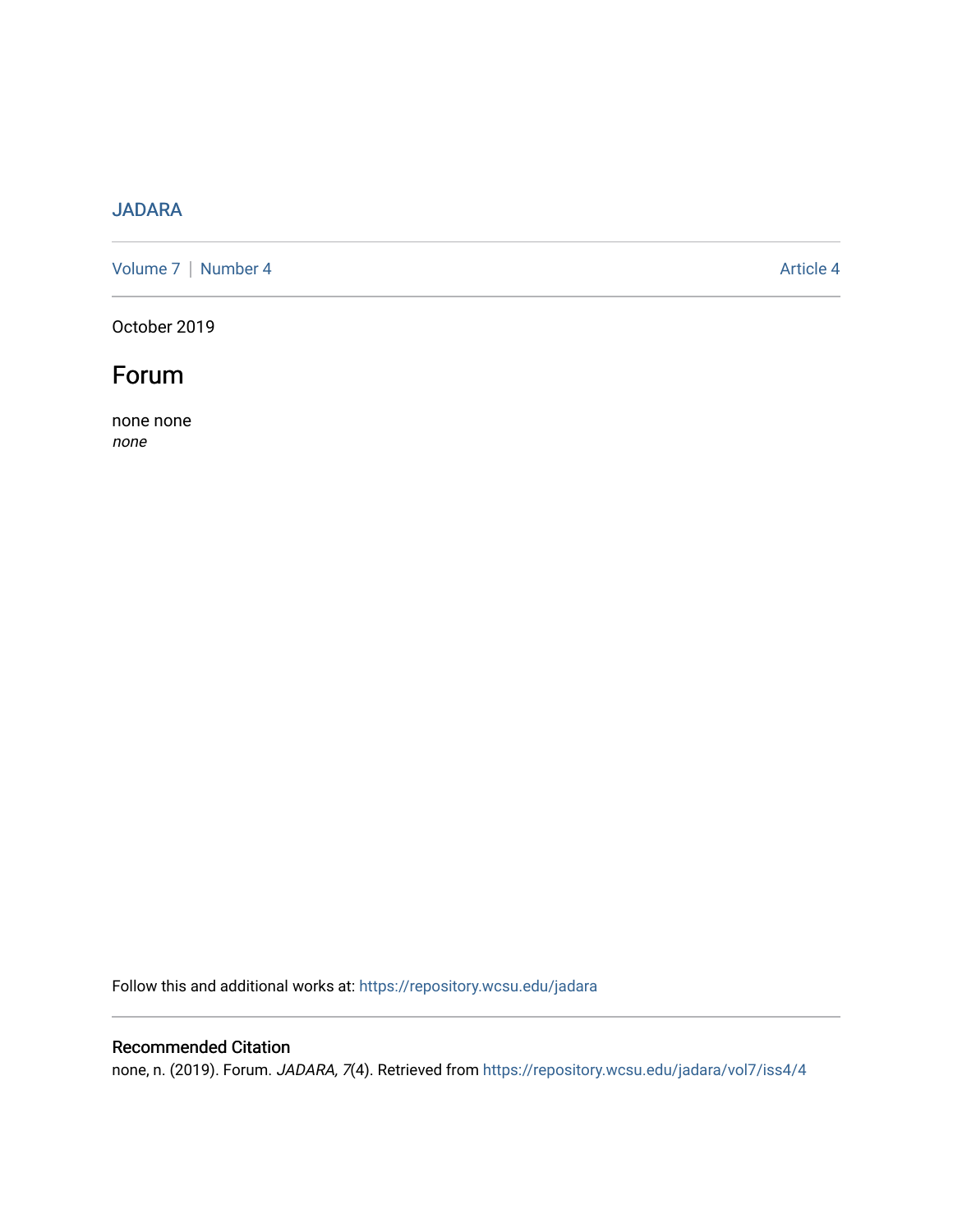JADARA

Volume 7 | Number 4 Article 4

October 2019

# Forum

none none
*none*

Follow this and additional works at: https://repository.wcsu.edu/jadara

## Recommended Citation

none, n. (2019). Forum. *JADARA, 7*(4). Retrieved from https://repository.wcsu.edu/jadara/vol7/iss4/4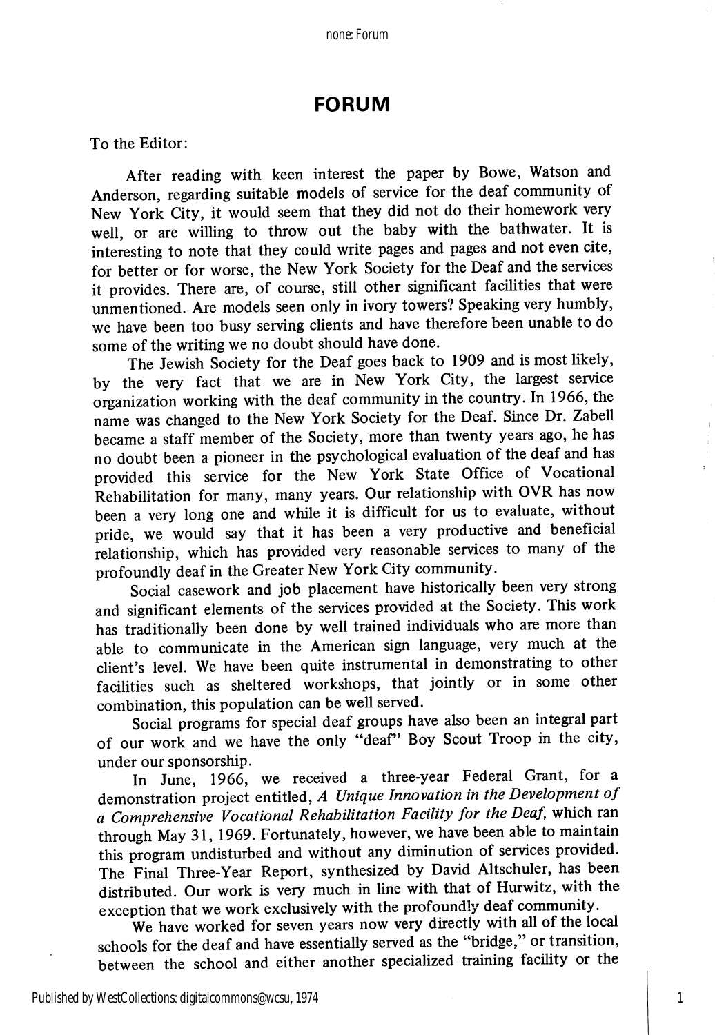## FORUM

To the Editor:

After reading with keen interest the paper by Bowe, Watson and Anderson, regarding suitable models of service for the deaf community of New York City, it would seem that they did not do their homework very well, or are willing to throw out the baby with the bathwater. It is interesting to note that they could write pages and pages and not even cite, for better or for worse, the New York Society for the Deaf and the services it provides. There are, of course, still other significant facilities that were unmentioned. Are models seen only in ivory towers? Speaking very humbly, we have been too busy serving clients and have therefore been unable to do some of the writing we no doubt should have done.

The Jewish Society for the Deaf goes back to 1909 and is most likely, by the very fact that we are in New York City, the largest service organization working with the deaf community in the country. In 1966, the name was changed to the New York Society for the Deaf. Since Dr. Zabell became a staff member of the Society, more than twenty years ago, he has no doubt been a pioneer in the psychological evaluation of the deaf and has provided this service for the New York State Office of Vocational Rehabilitation for many, many years. Our relationship with OVR has now been a very long one and while it is difficult for us to evaluate, without pride, we would say that it has been a very productive and beneficial relationship, which has provided very reasonable services to many of the profoundly deaf in the Greater New York City community.

Social casework and job placement have historically been very strong and significant elements of the services provided at the Society. This work has traditionally been done by well trained individuals who are more than able to communicate in the American sign language, very much at the client's level. We have been quite instrumental in demonstrating to other facilities such as sheltered workshops, that jointly or in some other combination, this population can be well served.

Social programs for special deaf groups have also been an integral part of our work and we have the only "deaf" Boy Scout Troop in the city, under our sponsorship.

In June, 1966, we received a three-year Federal Grant, for a demonstration project entitled, *A Unique Innovation in the Development of a Comprehensive Vocational Rehabilitation Facility for the Deaf*, which ran through May 31, 1969. Fortunately, however, we have been able to maintain this program undisturbed and without any diminution of services provided. The Final Three-Year Report, synthesized by David Altschuler, has been distributed. Our work is very much in line with that of Hurwitz, with the exception that we work exclusively with the profoundly deaf community.

We have worked for seven years now very directly with all of the local schools for the deaf and have essentially served as the "bridge," or transition, between the school and either another specialized training facility or the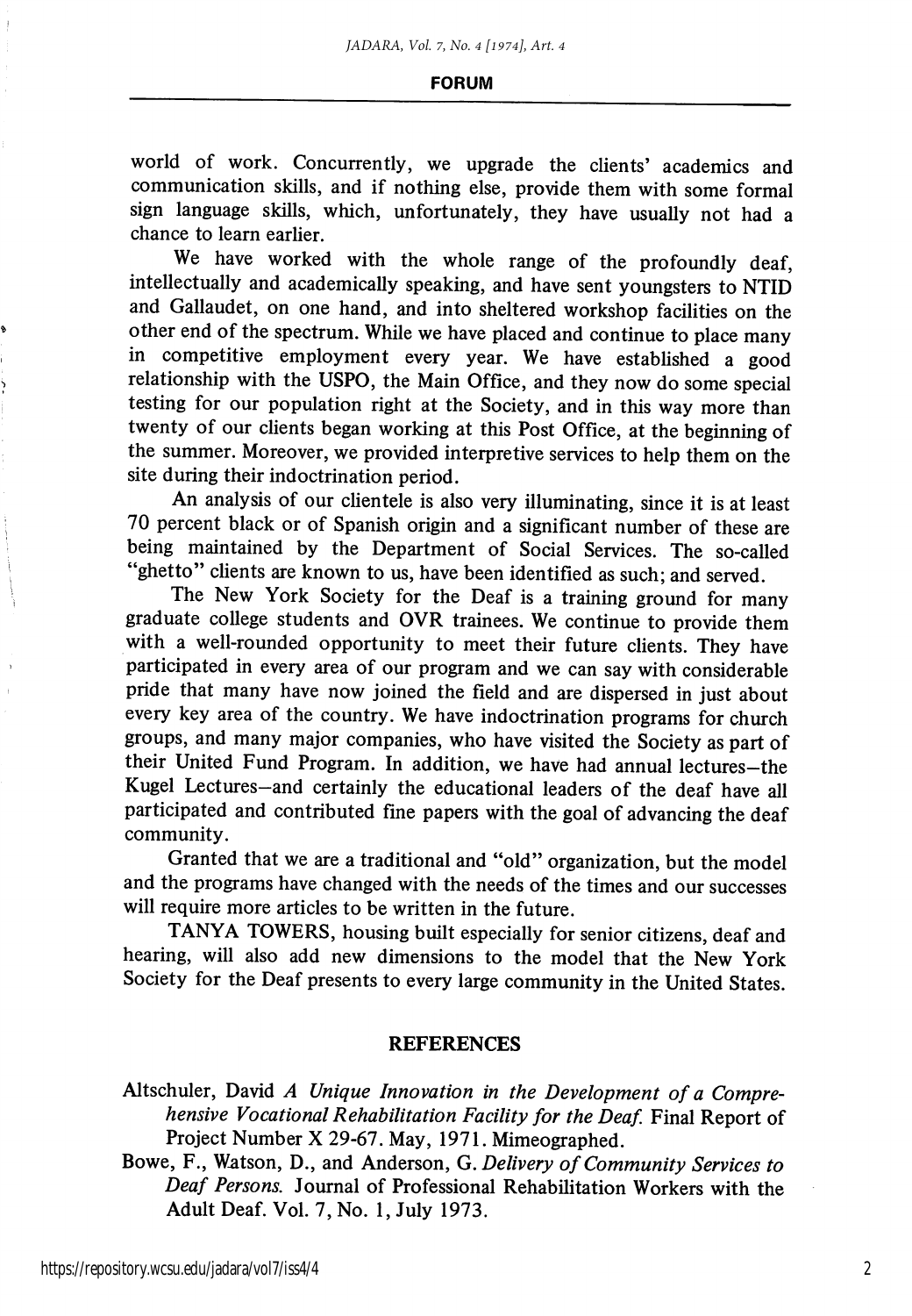world of work. Concurrently, we upgrade the clients' academics and communication skills, and if nothing else, provide them with some formal sign language skills, which, unfortunately, they have usually not had a chance to learn earlier.

We have worked with the whole range of the profoundly deaf, intellectually and academically speaking, and have sent youngsters to NTID and Gallaudet, on one hand, and into sheltered workshop facilities on the other end of the spectrum. While we have placed and continue to place many in competitive employment every year. We have established a good relationship with the USPO, the Main Office, and they now do some special testing for our population right at the Society, and in this way more than twenty of our clients began working at this Post Office, at the beginning of the summer. Moreover, we provided interpretive services to help them on the site during their indoctrination period.

An analysis of our clientele is also very illuminating, since it is at least 70 percent black or of Spanish origin and a significant number of these are being maintained by the Department of Social Services. The so-called "ghetto" clients are known to us, have been identified as such; and served.

The New York Society for the Deaf is a training ground for many graduate college students and OVR trainees. We continue to provide them with a well-rounded opportunity to meet their future clients. They have participated in every area of our program and we can say with considerable pride that many have now joined the field and are dispersed in just about every key area of the country. We have indoctrination programs for church groups, and many major companies, who have visited the Society as part of their United Fund Program. In addition, we have had annual lectures—the Kugel Lectures—and certainly the educational leaders of the deaf have all participated and contributed fine papers with the goal of advancing the deaf community.

Granted that we are a traditional and "old" organization, but the model and the programs have changed with the needs of the times and our successes will require more articles to be written in the future.

TANYA TOWERS, housing built especially for senior citizens, deaf and hearing, will also add new dimensions to the model that the New York Society for the Deaf presents to every large community in the United States.

## REFERENCES

Altschuler, David *A Unique Innovation in the Development of a Comprehensive Vocational Rehabilitation Facility for the Deaf.* Final Report of Project Number X 29-67. May, 1971. Mimeographed.

Bowe, F., Watson, D., and Anderson, G. *Delivery of Community Services to Deaf Persons.* Journal of Professional Rehabilitation Workers with the Adult Deaf. Vol. 7, No. 1, July 1973.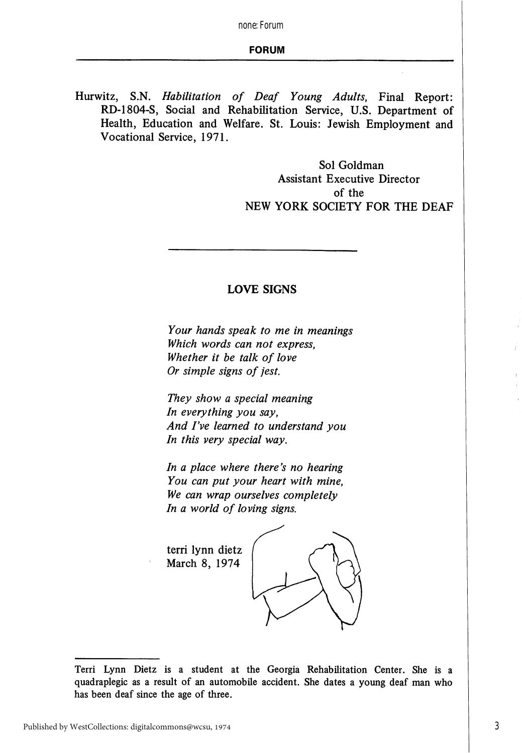Hurwitz, S.N. *Habilitation of Deaf Young Adults,* Final Report: RD-1804-S, Social and Rehabilitation Service, U.S. Department of Health, Education and Welfare. St. Louis: Jewish Employment and Vocational Service, 1971.

Sol Goldman
Assistant Executive Director
of the
NEW YORK SOCIETY FOR THE DEAF

---

## LOVE SIGNS

*Your hands speak to me in meanings*
*Which words can not express,*
*Whether it be talk of love*
*Or simple signs of jest.*

*They show a special meaning*
*In everything you say,*
*And I've learned to understand you*
*In this very special way.*

*In a place where there's no hearing*
*You can put your heart with mine,*
*We can wrap ourselves completely*
*In a world of loving signs.*

terri lynn dietz
March 8, 1974

---

Terri Lynn Dietz is a student at the Georgia Rehabilitation Center. She is a quadraplegic as a result of an automobile accident. She dates a young deaf man who has been deaf since the age of three.